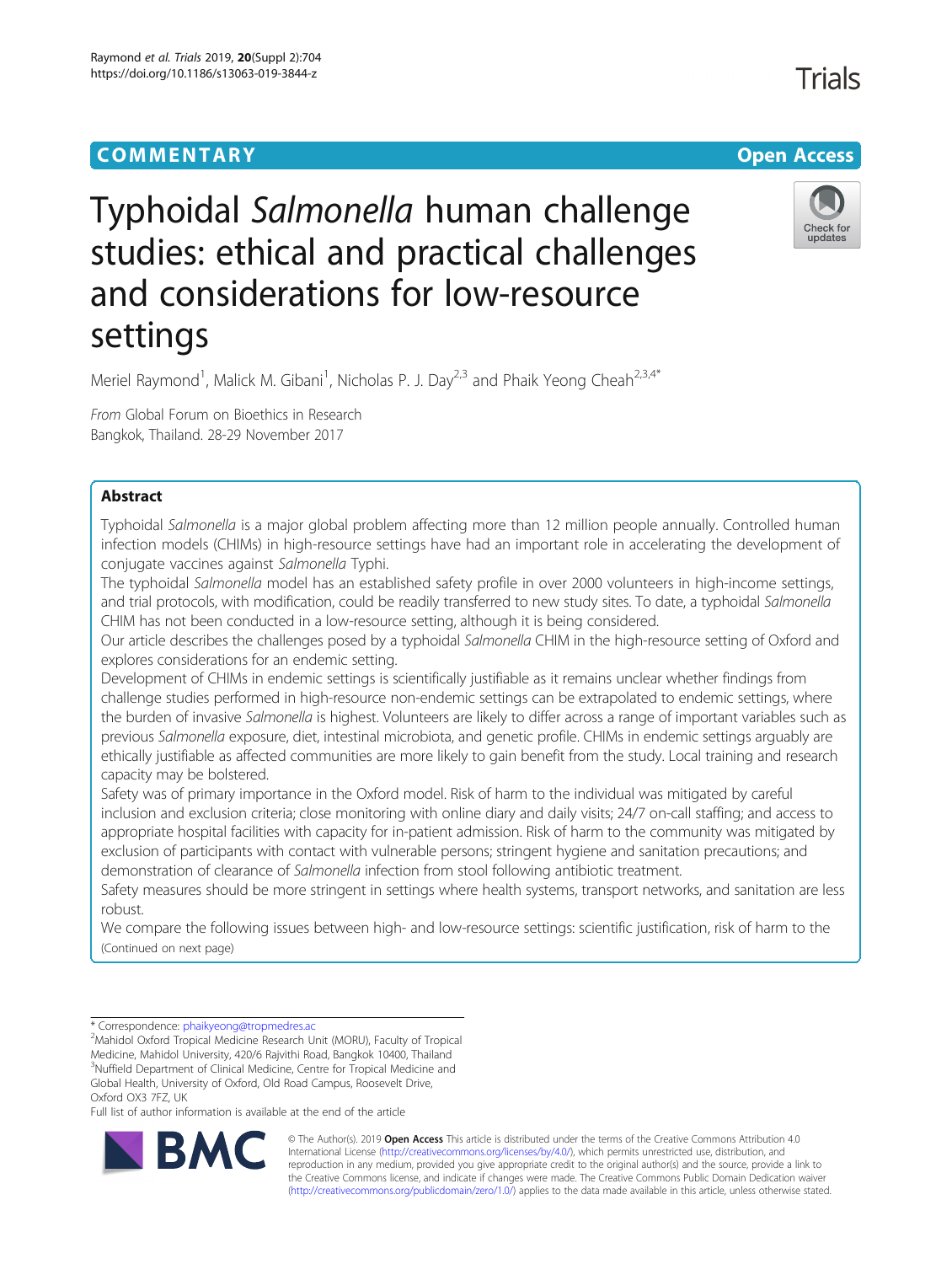COMMENTARY Open Access

# Typhoidal *Salmonella* human challenge studies: ethical and practical challenges and considerations for low-resource settings

Meriel Raymond[1], Malick M. Gibani[1], Nicholas P. J. Day[2,3] and Phaik Yeong Cheah[2,3,4*]

*From* Global Forum on Bioethics in Research
Bangkok, Thailand. 28-29 November 2017

## Abstract

Typhoidal *Salmonella* is a major global problem affecting more than 12 million people annually. Controlled human infection models (CHIMs) in high-resource settings have had an important role in accelerating the development of conjugate vaccines against *Salmonella* Typhi.

The typhoidal *Salmonella* model has an established safety profile in over 2000 volunteers in high-income settings, and trial protocols, with modification, could be readily transferred to new study sites. To date, a typhoidal *Salmonella* CHIM has not been conducted in a low-resource setting, although it is being considered.

Our article describes the challenges posed by a typhoidal *Salmonella* CHIM in the high-resource setting of Oxford and explores considerations for an endemic setting.

Development of CHIMs in endemic settings is scientifically justifiable as it remains unclear whether findings from challenge studies performed in high-resource non-endemic settings can be extrapolated to endemic settings, where the burden of invasive *Salmonella* is highest. Volunteers are likely to differ across a range of important variables such as previous *Salmonella* exposure, diet, intestinal microbiota, and genetic profile. CHIMs in endemic settings arguably are ethically justifiable as affected communities are more likely to gain benefit from the study. Local training and research capacity may be bolstered.

Safety was of primary importance in the Oxford model. Risk of harm to the individual was mitigated by careful inclusion and exclusion criteria; close monitoring with online diary and daily visits; 24/7 on-call staffing; and access to appropriate hospital facilities with capacity for in-patient admission. Risk of harm to the community was mitigated by exclusion of participants with contact with vulnerable persons; stringent hygiene and sanitation precautions; and demonstration of clearance of *Salmonella* infection from stool following antibiotic treatment.

Safety measures should be more stringent in settings where health systems, transport networks, and sanitation are less robust.

We compare the following issues between high- and low-resource settings: scientific justification, risk of harm to the

(Continued on next page)

---

\* Correspondence: phaikyeong@tropmedres.ac
[2]Mahidol Oxford Tropical Medicine Research Unit (MORU), Faculty of Tropical Medicine, Mahidol University, 420/6 Rajvithi Road, Bangkok 10400, Thailand
[3]Nuffield Department of Clinical Medicine, Centre for Tropical Medicine and Global Health, University of Oxford, Old Road Campus, Roosevelt Drive, Oxford OX3 7FZ, UK
Full list of author information is available at the end of the article

© The Author(s). 2019 **Open Access** This article is distributed under the terms of the Creative Commons Attribution 4.0 International License (http://creativecommons.org/licenses/by/4.0/), which permits unrestricted use, distribution, and reproduction in any medium, provided you give appropriate credit to the original author(s) and the source, provide a link to the Creative Commons license, and indicate if changes were made. The Creative Commons Public Domain Dedication waiver (http://creativecommons.org/publicdomain/zero/1.0/) applies to the data made available in this article, unless otherwise stated.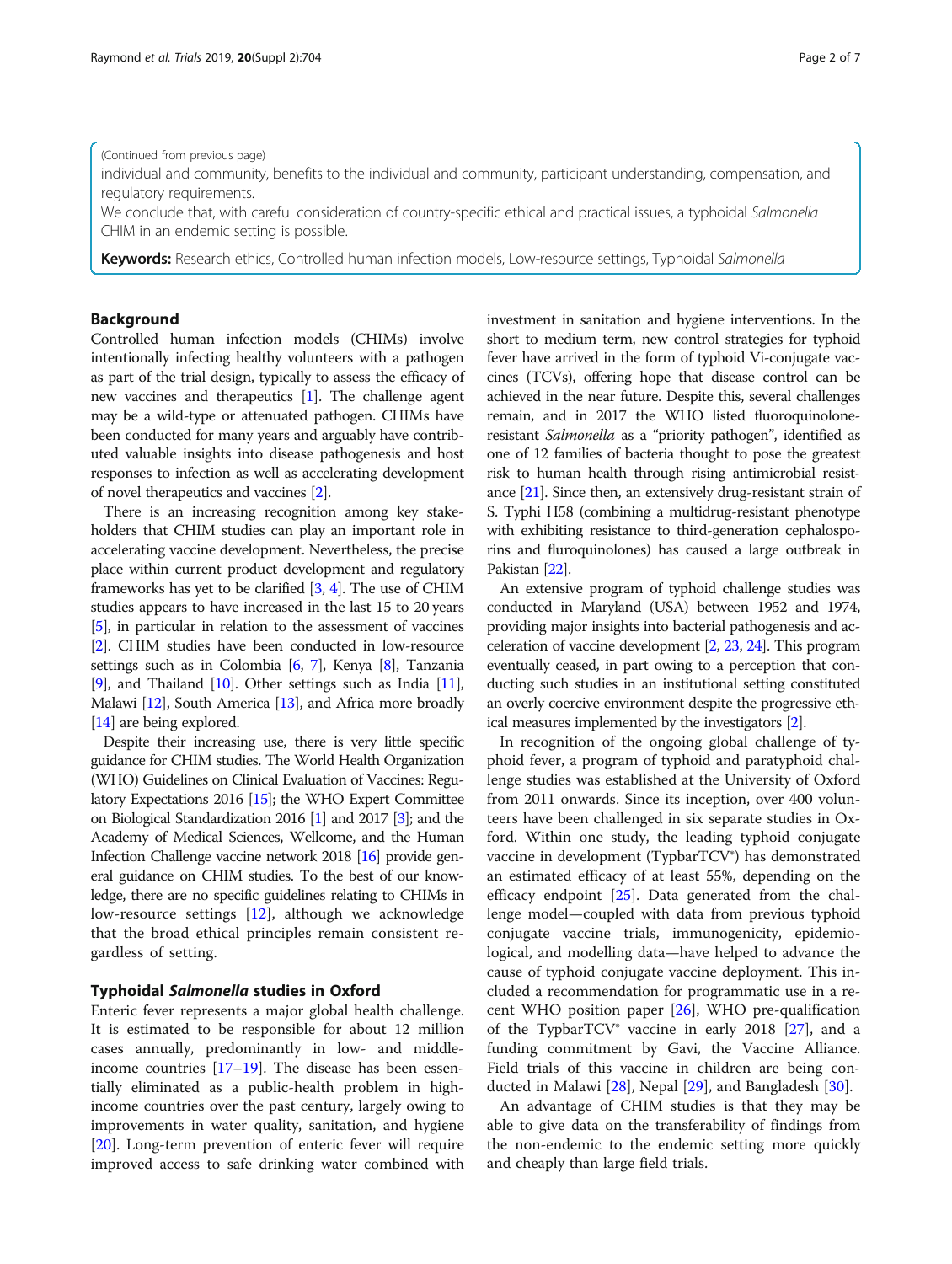(Continued from previous page)

individual and community, benefits to the individual and community, participant understanding, compensation, and regulatory requirements.

We conclude that, with careful consideration of country-specific ethical and practical issues, a typhoidal *Salmonella* CHIM in an endemic setting is possible.

**Keywords:** Research ethics, Controlled human infection models, Low-resource settings, Typhoidal *Salmonella*

## Background

Controlled human infection models (CHIMs) involve intentionally infecting healthy volunteers with a pathogen as part of the trial design, typically to assess the efficacy of new vaccines and therapeutics [1]. The challenge agent may be a wild-type or attenuated pathogen. CHIMs have been conducted for many years and arguably have contributed valuable insights into disease pathogenesis and host responses to infection as well as accelerating development of novel therapeutics and vaccines [2].

There is an increasing recognition among key stakeholders that CHIM studies can play an important role in accelerating vaccine development. Nevertheless, the precise place within current product development and regulatory frameworks has yet to be clarified [3, 4]. The use of CHIM studies appears to have increased in the last 15 to 20 years [5], in particular in relation to the assessment of vaccines [2]. CHIM studies have been conducted in low-resource settings such as in Colombia [6, 7], Kenya [8], Tanzania [9], and Thailand [10]. Other settings such as India [11], Malawi [12], South America [13], and Africa more broadly [14] are being explored.

Despite their increasing use, there is very little specific guidance for CHIM studies. The World Health Organization (WHO) Guidelines on Clinical Evaluation of Vaccines: Regulatory Expectations 2016 [15]; the WHO Expert Committee on Biological Standardization 2016 [1] and 2017 [3]; and the Academy of Medical Sciences, Wellcome, and the Human Infection Challenge vaccine network 2018 [16] provide general guidance on CHIM studies. To the best of our knowledge, there are no specific guidelines relating to CHIMs in low-resource settings [12], although we acknowledge that the broad ethical principles remain consistent regardless of setting.

### Typhoidal *Salmonella* studies in Oxford

Enteric fever represents a major global health challenge. It is estimated to be responsible for about 12 million cases annually, predominantly in low- and middle-income countries [17–19]. The disease has been essentially eliminated as a public-health problem in high-income countries over the past century, largely owing to improvements in water quality, sanitation, and hygiene [20]. Long-term prevention of enteric fever will require improved access to safe drinking water combined with investment in sanitation and hygiene interventions. In the short to medium term, new control strategies for typhoid fever have arrived in the form of typhoid Vi-conjugate vaccines (TCVs), offering hope that disease control can be achieved in the near future. Despite this, several challenges remain, and in 2017 the WHO listed fluoroquinolone-resistant *Salmonella* as a "priority pathogen", identified as one of 12 families of bacteria thought to pose the greatest risk to human health through rising antimicrobial resistance [21]. Since then, an extensively drug-resistant strain of S. Typhi H58 (combining a multidrug-resistant phenotype with exhibiting resistance to third-generation cephalosporins and fluroquinolones) has caused a large outbreak in Pakistan [22].

An extensive program of typhoid challenge studies was conducted in Maryland (USA) between 1952 and 1974, providing major insights into bacterial pathogenesis and acceleration of vaccine development [2, 23, 24]. This program eventually ceased, in part owing to a perception that conducting such studies in an institutional setting constituted an overly coercive environment despite the progressive ethical measures implemented by the investigators [2].

In recognition of the ongoing global challenge of typhoid fever, a program of typhoid and paratyphoid challenge studies was established at the University of Oxford from 2011 onwards. Since its inception, over 400 volunteers have been challenged in six separate studies in Oxford. Within one study, the leading typhoid conjugate vaccine in development (TypbarTCV®) has demonstrated an estimated efficacy of at least 55%, depending on the efficacy endpoint [25]. Data generated from the challenge model—coupled with data from previous typhoid conjugate vaccine trials, immunogenicity, epidemiological, and modelling data—have helped to advance the cause of typhoid conjugate vaccine deployment. This included a recommendation for programmatic use in a recent WHO position paper [26], WHO pre-qualification of the TypbarTCV® vaccine in early 2018 [27], and a funding commitment by Gavi, the Vaccine Alliance. Field trials of this vaccine in children are being conducted in Malawi [28], Nepal [29], and Bangladesh [30].

An advantage of CHIM studies is that they may be able to give data on the transferability of findings from the non-endemic to the endemic setting more quickly and cheaply than large field trials.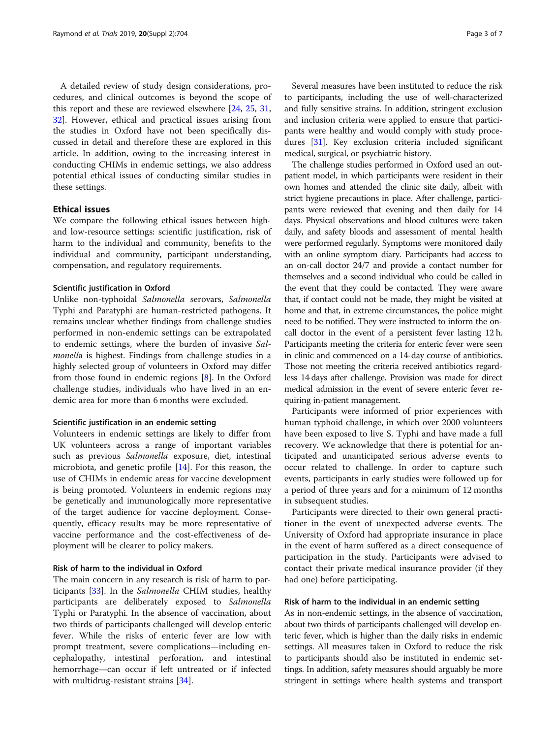A detailed review of study design considerations, procedures, and clinical outcomes is beyond the scope of this report and these are reviewed elsewhere [24, 25, 31, 32]. However, ethical and practical issues arising from the studies in Oxford have not been specifically discussed in detail and therefore these are explored in this article. In addition, owing to the increasing interest in conducting CHIMs in endemic settings, we also address potential ethical issues of conducting similar studies in these settings.

## Ethical issues

We compare the following ethical issues between high- and low-resource settings: scientific justification, risk of harm to the individual and community, benefits to the individual and community, participant understanding, compensation, and regulatory requirements.

### Scientific justification in Oxford

Unlike non-typhoidal *Salmonella* serovars, *Salmonella* Typhi and Paratyphi are human-restricted pathogens. It remains unclear whether findings from challenge studies performed in non-endemic settings can be extrapolated to endemic settings, where the burden of invasive *Salmonella* is highest. Findings from challenge studies in a highly selected group of volunteers in Oxford may differ from those found in endemic regions [8]. In the Oxford challenge studies, individuals who have lived in an endemic area for more than 6 months were excluded.

### Scientific justification in an endemic setting

Volunteers in endemic settings are likely to differ from UK volunteers across a range of important variables such as previous *Salmonella* exposure, diet, intestinal microbiota, and genetic profile [14]. For this reason, the use of CHIMs in endemic areas for vaccine development is being promoted. Volunteers in endemic regions may be genetically and immunologically more representative of the target audience for vaccine deployment. Consequently, efficacy results may be more representative of vaccine performance and the cost-effectiveness of deployment will be clearer to policy makers.

### Risk of harm to the individual in Oxford

The main concern in any research is risk of harm to participants [33]. In the *Salmonella* CHIM studies, healthy participants are deliberately exposed to *Salmonella* Typhi or Paratyphi. In the absence of vaccination, about two thirds of participants challenged will develop enteric fever. While the risks of enteric fever are low with prompt treatment, severe complications—including encephalopathy, intestinal perforation, and intestinal hemorrhage—can occur if left untreated or if infected with multidrug-resistant strains [34].

Several measures have been instituted to reduce the risk to participants, including the use of well-characterized and fully sensitive strains. In addition, stringent exclusion and inclusion criteria were applied to ensure that participants were healthy and would comply with study procedures [31]. Key exclusion criteria included significant medical, surgical, or psychiatric history.

The challenge studies performed in Oxford used an outpatient model, in which participants were resident in their own homes and attended the clinic site daily, albeit with strict hygiene precautions in place. After challenge, participants were reviewed that evening and then daily for 14 days. Physical observations and blood cultures were taken daily, and safety bloods and assessment of mental health were performed regularly. Symptoms were monitored daily with an online symptom diary. Participants had access to an on-call doctor 24/7 and provide a contact number for themselves and a second individual who could be called in the event that they could be contacted. They were aware that, if contact could not be made, they might be visited at home and that, in extreme circumstances, the police might need to be notified. They were instructed to inform the on-call doctor in the event of a persistent fever lasting 12 h. Participants meeting the criteria for enteric fever were seen in clinic and commenced on a 14-day course of antibiotics. Those not meeting the criteria received antibiotics regardless 14 days after challenge. Provision was made for direct medical admission in the event of severe enteric fever requiring in-patient management.

Participants were informed of prior experiences with human typhoid challenge, in which over 2000 volunteers have been exposed to live S. Typhi and have made a full recovery. We acknowledge that there is potential for anticipated and unanticipated serious adverse events to occur related to challenge. In order to capture such events, participants in early studies were followed up for a period of three years and for a minimum of 12 months in subsequent studies.

Participants were directed to their own general practitioner in the event of unexpected adverse events. The University of Oxford had appropriate insurance in place in the event of harm suffered as a direct consequence of participation in the study. Participants were advised to contact their private medical insurance provider (if they had one) before participating.

### Risk of harm to the individual in an endemic setting

As in non-endemic settings, in the absence of vaccination, about two thirds of participants challenged will develop enteric fever, which is higher than the daily risks in endemic settings. All measures taken in Oxford to reduce the risk to participants should also be instituted in endemic settings. In addition, safety measures should arguably be more stringent in settings where health systems and transport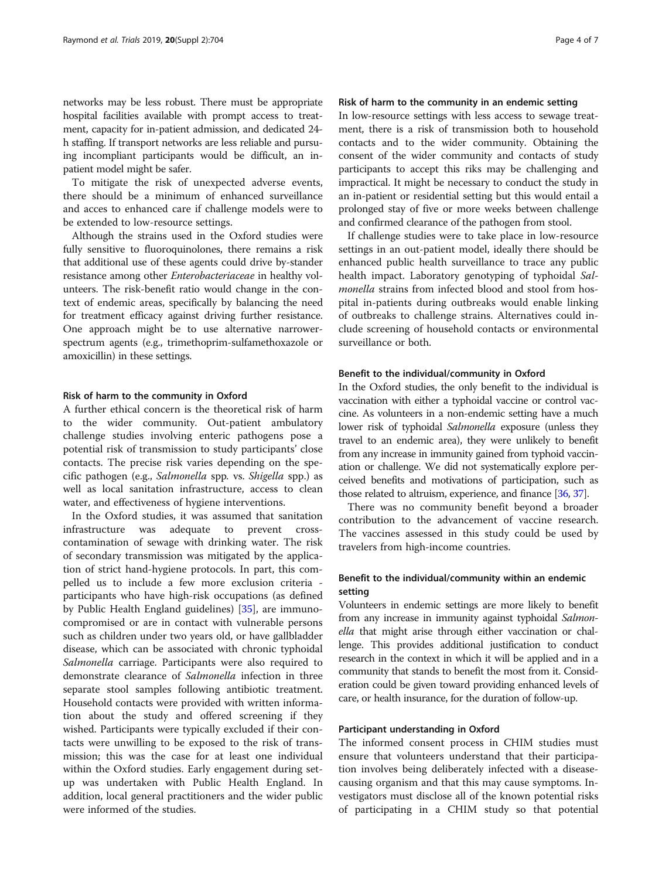networks may be less robust. There must be appropriate hospital facilities available with prompt access to treatment, capacity for in-patient admission, and dedicated 24-h staffing. If transport networks are less reliable and pursuing incompliant participants would be difficult, an in-patient model might be safer.

To mitigate the risk of unexpected adverse events, there should be a minimum of enhanced surveillance and acces to enhanced care if challenge models were to be extended to low-resource settings.

Although the strains used in the Oxford studies were fully sensitive to fluoroquinolones, there remains a risk that additional use of these agents could drive by-stander resistance among other *Enterobacteriaceae* in healthy volunteers. The risk-benefit ratio would change in the context of endemic areas, specifically by balancing the need for treatment efficacy against driving further resistance. One approach might be to use alternative narrower-spectrum agents (e.g., trimethoprim-sulfamethoxazole or amoxicillin) in these settings.

#### Risk of harm to the community in Oxford

A further ethical concern is the theoretical risk of harm to the wider community. Out-patient ambulatory challenge studies involving enteric pathogens pose a potential risk of transmission to study participants' close contacts. The precise risk varies depending on the specific pathogen (e.g., *Salmonella* spp. vs. *Shigella* spp.) as well as local sanitation infrastructure, access to clean water, and effectiveness of hygiene interventions.

In the Oxford studies, it was assumed that sanitation infrastructure was adequate to prevent cross-contamination of sewage with drinking water. The risk of secondary transmission was mitigated by the application of strict hand-hygiene protocols. In part, this compelled us to include a few more exclusion criteria - participants who have high-risk occupations (as defined by Public Health England guidelines) [35], are immunocompromised or are in contact with vulnerable persons such as children under two years old, or have gallbladder disease, which can be associated with chronic typhoidal *Salmonella* carriage. Participants were also required to demonstrate clearance of *Salmonella* infection in three separate stool samples following antibiotic treatment. Household contacts were provided with written information about the study and offered screening if they wished. Participants were typically excluded if their contacts were unwilling to be exposed to the risk of transmission; this was the case for at least one individual within the Oxford studies. Early engagement during set-up was undertaken with Public Health England. In addition, local general practitioners and the wider public were informed of the studies.

#### Risk of harm to the community in an endemic setting

In low-resource settings with less access to sewage treatment, there is a risk of transmission both to household contacts and to the wider community. Obtaining the consent of the wider community and contacts of study participants to accept this riks may be challenging and impractical. It might be necessary to conduct the study in an in-patient or residential setting but this would entail a prolonged stay of five or more weeks between challenge and confirmed clearance of the pathogen from stool.

If challenge studies were to take place in low-resource settings in an out-patient model, ideally there should be enhanced public health surveillance to trace any public health impact. Laboratory genotyping of typhoidal *Salmonella* strains from infected blood and stool from hospital in-patients during outbreaks would enable linking of outbreaks to challenge strains. Alternatives could include screening of household contacts or environmental surveillance or both.

#### Benefit to the individual/community in Oxford

In the Oxford studies, the only benefit to the individual is vaccination with either a typhoidal vaccine or control vaccine. As volunteers in a non-endemic setting have a much lower risk of typhoidal *Salmonella* exposure (unless they travel to an endemic area), they were unlikely to benefit from any increase in immunity gained from typhoid vaccination or challenge. We did not systematically explore perceived benefits and motivations of participation, such as those related to altruism, experience, and finance [36, 37].

There was no community benefit beyond a broader contribution to the advancement of vaccine research. The vaccines assessed in this study could be used by travelers from high-income countries.

#### Benefit to the individual/community within an endemic setting

Volunteers in endemic settings are more likely to benefit from any increase in immunity against typhoidal *Salmonella* that might arise through either vaccination or challenge. This provides additional justification to conduct research in the context in which it will be applied and in a community that stands to benefit the most from it. Consideration could be given toward providing enhanced levels of care, or health insurance, for the duration of follow-up.

#### Participant understanding in Oxford

The informed consent process in CHIM studies must ensure that volunteers understand that their participation involves being deliberately infected with a disease-causing organism and that this may cause symptoms. Investigators must disclose all of the known potential risks of participating in a CHIM study so that potential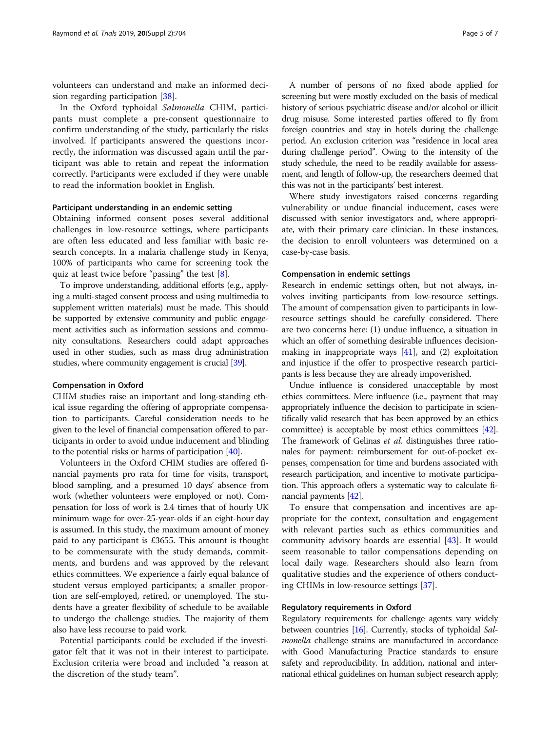volunteers can understand and make an informed decision regarding participation [38].

In the Oxford typhoidal *Salmonella* CHIM, participants must complete a pre-consent questionnaire to confirm understanding of the study, particularly the risks involved. If participants answered the questions incorrectly, the information was discussed again until the participant was able to retain and repeat the information correctly. Participants were excluded if they were unable to read the information booklet in English.

#### Participant understanding in an endemic setting

Obtaining informed consent poses several additional challenges in low-resource settings, where participants are often less educated and less familiar with basic research concepts. In a malaria challenge study in Kenya, 100% of participants who came for screening took the quiz at least twice before "passing" the test [8].

To improve understanding, additional efforts (e.g., applying a multi-staged consent process and using multimedia to supplement written materials) must be made. This should be supported by extensive community and public engagement activities such as information sessions and community consultations. Researchers could adapt approaches used in other studies, such as mass drug administration studies, where community engagement is crucial [39].

#### Compensation in Oxford

CHIM studies raise an important and long-standing ethical issue regarding the offering of appropriate compensation to participants. Careful consideration needs to be given to the level of financial compensation offered to participants in order to avoid undue inducement and blinding to the potential risks or harms of participation [40].

Volunteers in the Oxford CHIM studies are offered financial payments pro rata for time for visits, transport, blood sampling, and a presumed 10 days' absence from work (whether volunteers were employed or not). Compensation for loss of work is 2.4 times that of hourly UK minimum wage for over-25-year-olds if an eight-hour day is assumed. In this study, the maximum amount of money paid to any participant is £3655. This amount is thought to be commensurate with the study demands, commitments, and burdens and was approved by the relevant ethics committees. We experience a fairly equal balance of student versus employed participants; a smaller proportion are self-employed, retired, or unemployed. The students have a greater flexibility of schedule to be available to undergo the challenge studies. The majority of them also have less recourse to paid work.

Potential participants could be excluded if the investigator felt that it was not in their interest to participate. Exclusion criteria were broad and included "a reason at the discretion of the study team".

A number of persons of no fixed abode applied for screening but were mostly excluded on the basis of medical history of serious psychiatric disease and/or alcohol or illicit drug misuse. Some interested parties offered to fly from foreign countries and stay in hotels during the challenge period. An exclusion criterion was "residence in local area during challenge period". Owing to the intensity of the study schedule, the need to be readily available for assessment, and length of follow-up, the researchers deemed that this was not in the participants' best interest.

Where study investigators raised concerns regarding vulnerability or undue financial inducement, cases were discussed with senior investigators and, where appropriate, with their primary care clinician. In these instances, the decision to enroll volunteers was determined on a case-by-case basis.

#### Compensation in endemic settings

Research in endemic settings often, but not always, involves inviting participants from low-resource settings. The amount of compensation given to participants in low-resource settings should be carefully considered. There are two concerns here: (1) undue influence, a situation in which an offer of something desirable influences decision-making in inappropriate ways [41], and (2) exploitation and injustice if the offer to prospective research participants is less because they are already impoverished.

Undue influence is considered unacceptable by most ethics committees. Mere influence (i.e., payment that may appropriately influence the decision to participate in scientifically valid research that has been approved by an ethics committee) is acceptable by most ethics committees [42]. The framework of Gelinas *et al.* distinguishes three rationales for payment: reimbursement for out-of-pocket expenses, compensation for time and burdens associated with research participation, and incentive to motivate participation. This approach offers a systematic way to calculate financial payments [42].

To ensure that compensation and incentives are appropriate for the context, consultation and engagement with relevant parties such as ethics communities and community advisory boards are essential [43]. It would seem reasonable to tailor compensations depending on local daily wage. Researchers should also learn from qualitative studies and the experience of others conducting CHIMs in low-resource settings [37].

#### Regulatory requirements in Oxford

Regulatory requirements for challenge agents vary widely between countries [16]. Currently, stocks of typhoidal *Salmonella* challenge strains are manufactured in accordance with Good Manufacturing Practice standards to ensure safety and reproducibility. In addition, national and international ethical guidelines on human subject research apply;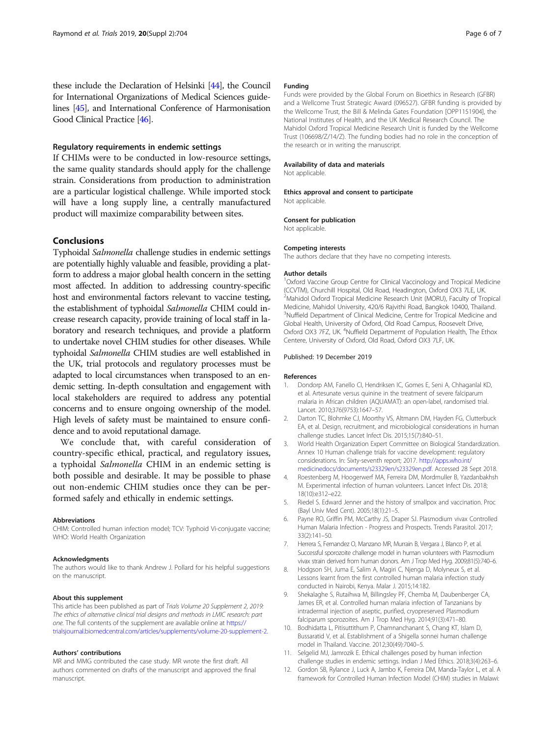these include the Declaration of Helsinki [44], the Council for International Organizations of Medical Sciences guidelines [45], and International Conference of Harmonisation Good Clinical Practice [46].

### Regulatory requirements in endemic settings

If CHIMs were to be conducted in low-resource settings, the same quality standards should apply for the challenge strain. Considerations from production to administration are a particular logistical challenge. While imported stock will have a long supply line, a centrally manufactured product will maximize comparability between sites.

## Conclusions

Typhoidal *Salmonella* challenge studies in endemic settings are potentially highly valuable and feasible, providing a platform to address a major global health concern in the setting most affected. In addition to addressing country-specific host and environmental factors relevant to vaccine testing, the establishment of typhoidal *Salmonella* CHIM could increase research capacity, provide training of local staff in laboratory and research techniques, and provide a platform to undertake novel CHIM studies for other diseases. While typhoidal *Salmonella* CHIM studies are well established in the UK, trial protocols and regulatory processes must be adapted to local circumstances when transposed to an endemic setting. In-depth consultation and engagement with local stakeholders are required to address any potential concerns and to ensure ongoing ownership of the model. High levels of safety must be maintained to ensure confidence and to avoid reputational damage.

We conclude that, with careful consideration of country-specific ethical, practical, and regulatory issues, a typhoidal *Salmonella* CHIM in an endemic setting is both possible and desirable. It may be possible to phase out non-endemic CHIM studies once they can be performed safely and ethically in endemic settings.

#### Abbreviations

CHIM: Controlled human infection model; TCV: Typhoid Vi-conjugate vaccine; WHO: World Health Organization

#### Acknowledgments

The authors would like to thank Andrew J. Pollard for his helpful suggestions on the manuscript.

#### About this supplement

This article has been published as part of *Trials Volume 20 Supplement 2, 2019: The ethics of alternative clinical trial designs and methods in LMIC research: part one.* The full contents of the supplement are available online at https://trialsjournal.biomedcentral.com/articles/supplements/volume-20-supplement-2.

#### Authors' contributions

MR and MMG contributed the case study. MR wrote the first draft. All authors commented on drafts of the manuscript and approved the final manuscript.

#### Funding

Funds were provided by the Global Forum on Bioethics in Research (GFBR) and a Wellcome Trust Strategic Award (096527). GFBR funding is provided by the Wellcome Trust, the Bill & Melinda Gates Foundation [OPP1151904], the National Institutes of Health, and the UK Medical Research Council. The Mahidol Oxford Tropical Medicine Research Unit is funded by the Wellcome Trust (106698/Z/14/Z). The funding bodies had no role in the conception of the research or in writing the manuscript.

#### Availability of data and materials

Not applicable.

#### Ethics approval and consent to participate

Not applicable.

#### Consent for publication

Not applicable.

#### Competing interests

The authors declare that they have no competing interests.

#### Author details

[1]Oxford Vaccine Group Centre for Clinical Vaccinology and Tropical Medicine (CCVTM), Churchill Hospital, Old Road, Headington, Oxford OX3 7LE, UK. [2]Mahidol Oxford Tropical Medicine Research Unit (MORU), Faculty of Tropical Medicine, Mahidol University, 420/6 Rajvithi Road, Bangkok 10400, Thailand. [3]Nuffield Department of Clinical Medicine, Centre for Tropical Medicine and Global Health, University of Oxford, Old Road Campus, Roosevelt Drive, Oxford OX3 7FZ, UK. [4]Nuffield Departmemt of Population Health, The Ethox Centere, University of Oxford, Old Road, Oxford OX3 7LF, UK.

Published: 19 December 2019

#### References

1. Dondorp AM, Fanello CI, Hendriksen IC, Gomes E, Seni A, Chhaganlal KD, et al. Artesunate versus quinine in the treatment of severe falciparum malaria in African children (AQUAMAT): an open-label, randomised trial. Lancet. 2010;376(9753):1647–57.
2. Darton TC, Blohmke CJ, Moorthy VS, Altmann DM, Hayden FG, Clutterbuck EA, et al. Design, recruitment, and microbiological considerations in human challenge studies. Lancet Infect Dis. 2015;15(7):840–51.
3. World Health Organization Expert Committee on Biological Standardization. Annex 10 Human challenge trials for vaccine development: regulatory considerations. In: Sixty-seventh report; 2017. http://apps.who.int/medicinedocs/documents/s23329en/s23329en.pdf. Accessed 28 Sept 2018.
4. Roestenberg M, Hoogerwerf MA, Ferreira DM, Mordmuller B, Yazdanbakhsh M. Experimental infection of human volunteers. Lancet Infect Dis. 2018;18(10):e312–e22.
5. Riedel S. Edward Jenner and the history of smallpox and vaccination. Proc (Bayl Univ Med Cent). 2005;18(1):21–5.
6. Payne RO, Griffin PM, McCarthy JS, Draper SJ. Plasmodium vivax Controlled Human Malaria Infection - Progress and Prospects. Trends Parasitol. 2017;33(2):141–50.
7. Herrera S, Fernandez O, Manzano MR, Murrain B, Vergara J, Blanco P, et al. Successful sporozoite challenge model in human volunteers with Plasmodium vivax strain derived from human donors. Am J Trop Med Hyg. 2009;81(5):740–6.
8. Hodgson SH, Juma E, Salim A, Magiri C, Njenga D, Molyneux S, et al. Lessons learnt from the first controlled human malaria infection study conducted in Nairobi, Kenya. Malar J. 2015;14:182.
9. Shekalaghe S, Rutaihwa M, Billingsley PF, Chemba M, Daubenberger CA, James ER, et al. Controlled human malaria infection of Tanzanians by intradermal injection of aseptic, purified, cryopreserved Plasmodium falciparum sporozoites. Am J Trop Med Hyg. 2014;91(3):471–80.
10. Bodhidatta L, Pitisuttithum P, Chamnanchanant S, Chang KT, Islam D, Bussaratid V, et al. Establishment of a Shigella sonnei human challenge model in Thailand. Vaccine. 2012;30(49):7040–5.
11. Selgelid MJ, Jamrozik E. Ethical challenges posed by human infection challenge studies in endemic settings. Indian J Med Ethics. 2018;3(4):263–6.
12. Gordon SB, Rylance J, Luck A, Jambo K, Ferreira DM, Manda-Taylor L, et al. A framework for Controlled Human Infection Model (CHIM) studies in Malawi: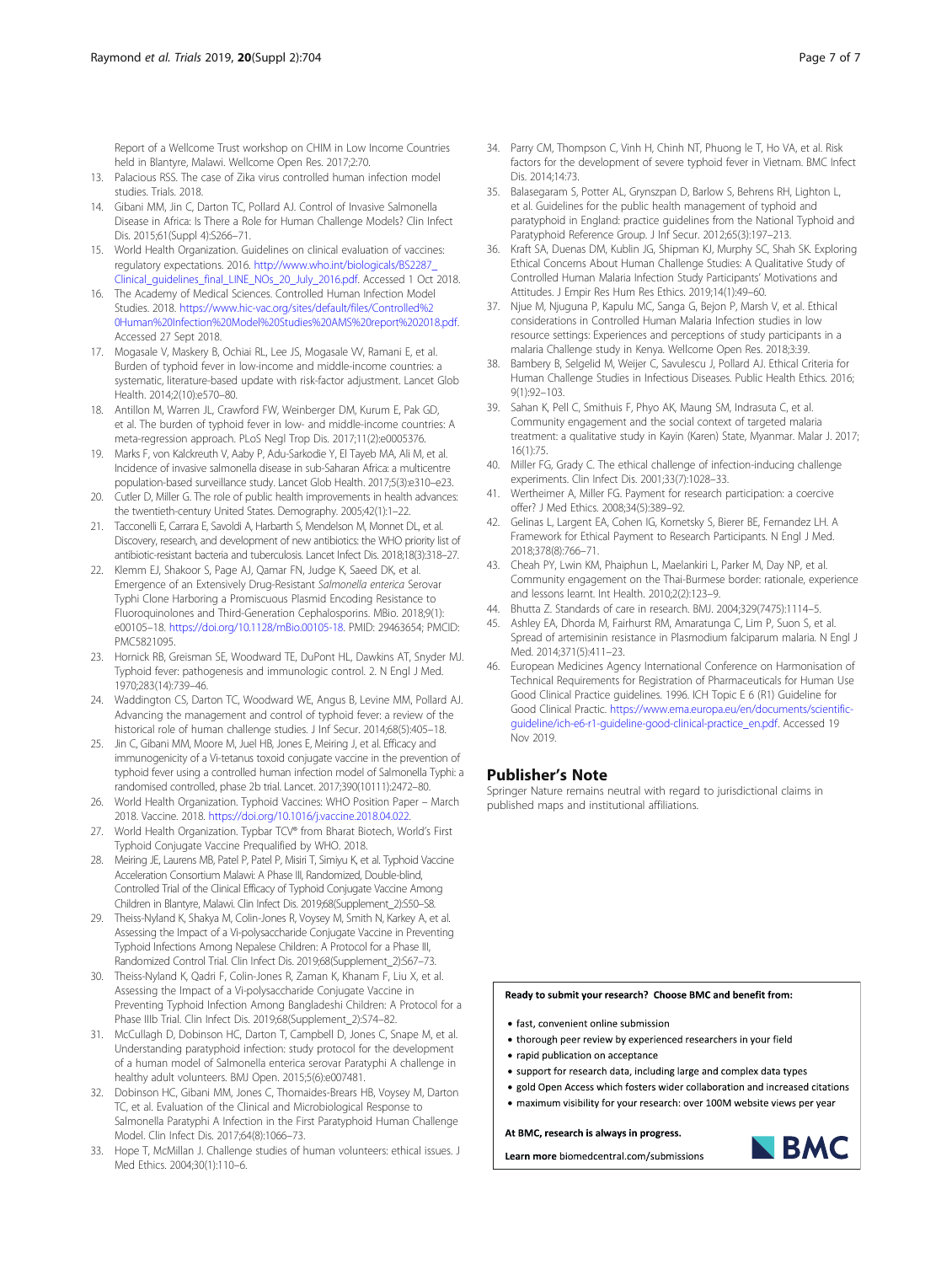Report of a Wellcome Trust workshop on CHIM in Low Income Countries held in Blantyre, Malawi. Wellcome Open Res. 2017;2:70.

13. Palacious RSS. The case of Zika virus controlled human infection model studies. Trials. 2018.
14. Gibani MM, Jin C, Darton TC, Pollard AJ. Control of Invasive Salmonella Disease in Africa: Is There a Role for Human Challenge Models? Clin Infect Dis. 2015;61(Suppl 4):S266–71.
15. World Health Organization. Guidelines on clinical evaluation of vaccines: regulatory expectations. 2016. http://www.who.int/biologicals/BS2287_Clinical_guidelines_final_LINE_NOs_20_July_2016.pdf. Accessed 1 Oct 2018.
16. The Academy of Medical Sciences. Controlled Human Infection Model Studies. 2018. https://www.hic-vac.org/sites/default/files/Controlled%20Human%20Infection%20Model%20Studies%20AMS%20report%202018.pdf. Accessed 27 Sept 2018.
17. Mogasale V, Maskery B, Ochiai RL, Lee JS, Mogasale VV, Ramani E, et al. Burden of typhoid fever in low-income and middle-income countries: a systematic, literature-based update with risk-factor adjustment. Lancet Glob Health. 2014;2(10):e570–80.
18. Antillon M, Warren JL, Crawford FW, Weinberger DM, Kurum E, Pak GD, et al. The burden of typhoid fever in low- and middle-income countries: A meta-regression approach. PLoS Negl Trop Dis. 2017;11(2):e0005376.
19. Marks F, von Kalckreuth V, Aaby P, Adu-Sarkodie Y, El Tayeb MA, Ali M, et al. Incidence of invasive salmonella disease in sub-Saharan Africa: a multicentre population-based surveillance study. Lancet Glob Health. 2017;5(3):e310–e23.
20. Cutler D, Miller G. The role of public health improvements in health advances: the twentieth-century United States. Demography. 2005;42(1):1–22.
21. Tacconelli E, Carrara E, Savoldi A, Harbarth S, Mendelson M, Monnet DL, et al. Discovery, research, and development of new antibiotics: the WHO priority list of antibiotic-resistant bacteria and tuberculosis. Lancet Infect Dis. 2018;18(3):318–27.
22. Klemm EJ, Shakoor S, Page AJ, Qamar FN, Judge K, Saeed DK, et al. Emergence of an Extensively Drug-Resistant *Salmonella enterica* Serovar Typhi Clone Harboring a Promiscuous Plasmid Encoding Resistance to Fluoroquinolones and Third-Generation Cephalosporins. MBio. 2018;9(1): e00105–18. https://doi.org/10.1128/mBio.00105-18. PMID: 29463654; PMCID: PMC5821095.
23. Hornick RB, Greisman SE, Woodward TE, DuPont HL, Dawkins AT, Snyder MJ. Typhoid fever: pathogenesis and immunologic control. 2. N Engl J Med. 1970;283(14):739–46.
24. Waddington CS, Darton TC, Woodward WE, Angus B, Levine MM, Pollard AJ. Advancing the management and control of typhoid fever: a review of the historical role of human challenge studies. J Inf Secur. 2014;68(5):405–18.
25. Jin C, Gibani MM, Moore M, Juel HB, Jones E, Meiring J, et al. Efficacy and immunogenicity of a Vi-tetanus toxoid conjugate vaccine in the prevention of typhoid fever using a controlled human infection model of Salmonella Typhi: a randomised controlled, phase 2b trial. Lancet. 2017;390(10111):2472–80.
26. World Health Organization. Typhoid Vaccines: WHO Position Paper – March 2018. Vaccine. 2018. https://doi.org/10.1016/j.vaccine.2018.04.022.
27. World Health Organization. Typbar TCV® from Bharat Biotech, World's First Typhoid Conjugate Vaccine Prequalified by WHO. 2018.
28. Meiring JE, Laurens MB, Patel P, Patel P, Misiri T, Simiyu K, et al. Typhoid Vaccine Acceleration Consortium Malawi: A Phase III, Randomized, Double-blind, Controlled Trial of the Clinical Efficacy of Typhoid Conjugate Vaccine Among Children in Blantyre, Malawi. Clin Infect Dis. 2019;68(Supplement_2):S50–S8.
29. Theiss-Nyland K, Shakya M, Colin-Jones R, Voysey M, Smith N, Karkey A, et al. Assessing the Impact of a Vi-polysaccharide Conjugate Vaccine in Preventing Typhoid Infections Among Nepalese Children: A Protocol for a Phase III, Randomized Control Trial. Clin Infect Dis. 2019;68(Supplement_2):S67–73.
30. Theiss-Nyland K, Qadri F, Colin-Jones R, Zaman K, Khanam F, Liu X, et al. Assessing the Impact of a Vi-polysaccharide Conjugate Vaccine in Preventing Typhoid Infection Among Bangladeshi Children: A Protocol for a Phase IIIb Trial. Clin Infect Dis. 2019;68(Supplement_2):S74–82.
31. McCullagh D, Dobinson HC, Darton T, Campbell D, Jones C, Snape M, et al. Understanding paratyphoid infection: study protocol for the development of a human model of Salmonella enterica serovar Paratyphi A challenge in healthy adult volunteers. BMJ Open. 2015;5(6):e007481.
32. Dobinson HC, Gibani MM, Jones C, Thomaides-Brears HB, Voysey M, Darton TC, et al. Evaluation of the Clinical and Microbiological Response to Salmonella Paratyphi A Infection in the First Paratyphoid Human Challenge Model. Clin Infect Dis. 2017;64(8):1066–73.
33. Hope T, McMillan J. Challenge studies of human volunteers: ethical issues. J Med Ethics. 2004;30(1):110–6.
34. Parry CM, Thompson C, Vinh H, Chinh NT, Phuong le T, Ho VA, et al. Risk factors for the development of severe typhoid fever in Vietnam. BMC Infect Dis. 2014;14:73.
35. Balasegaram S, Potter AL, Grynszpan D, Barlow S, Behrens RH, Lighton L, et al. Guidelines for the public health management of typhoid and paratyphoid in England: practice guidelines from the National Typhoid and Paratyphoid Reference Group. J Inf Secur. 2012;65(3):197–213.
36. Kraft SA, Duenas DM, Kublin JG, Shipman KJ, Murphy SC, Shah SK. Exploring Ethical Concerns About Human Challenge Studies: A Qualitative Study of Controlled Human Malaria Infection Study Participants' Motivations and Attitudes. J Empir Res Hum Res Ethics. 2019;14(1):49–60.
37. Njue M, Njuguna P, Kapulu MC, Sanga G, Bejon P, Marsh V, et al. Ethical considerations in Controlled Human Malaria Infection studies in low resource settings: Experiences and perceptions of study participants in a malaria Challenge study in Kenya. Wellcome Open Res. 2018;3:39.
38. Bambery B, Selgelid M, Weijer C, Savulescu J, Pollard AJ. Ethical Criteria for Human Challenge Studies in Infectious Diseases. Public Health Ethics. 2016;9(1):92–103.
39. Sahan K, Pell C, Smithuis F, Phyo AK, Maung SM, Indrasuta C, et al. Community engagement and the social context of targeted malaria treatment: a qualitative study in Kayin (Karen) State, Myanmar. Malar J. 2017;16(1):75.
40. Miller FG, Grady C. The ethical challenge of infection-inducing challenge experiments. Clin Infect Dis. 2001;33(7):1028–33.
41. Wertheimer A, Miller FG. Payment for research participation: a coercive offer? J Med Ethics. 2008;34(5):389–92.
42. Gelinas L, Largent EA, Cohen IG, Kornetsky S, Bierer BE, Fernandez LH. A Framework for Ethical Payment to Research Participants. N Engl J Med. 2018;378(8):766–71.
43. Cheah PY, Lwin KM, Phaiphun L, Maelankiri L, Parker M, Day NP, et al. Community engagement on the Thai-Burmese border: rationale, experience and lessons learnt. Int Health. 2010;2(2):123–9.
44. Bhutta Z. Standards of care in research. BMJ. 2004;329(7475):1114–5.
45. Ashley EA, Dhorda M, Fairhurst RM, Amaratunga C, Lim P, Suon S, et al. Spread of artemisinin resistance in Plasmodium falciparum malaria. N Engl J Med. 2014;371(5):411–23.
46. European Medicines Agency International Conference on Harmonisation of Technical Requirements for Registration of Pharmaceuticals for Human Use Good Clinical Practice guidelines. 1996. ICH Topic E 6 (R1) Guideline for Good Clinical Practic. https://www.ema.europa.eu/en/documents/scientific-guideline/ich-e6-r1-guideline-good-clinical-practice_en.pdf. Accessed 19 Nov 2019.

## Publisher's Note

Springer Nature remains neutral with regard to jurisdictional claims in published maps and institutional affiliations.

**Ready to submit your research? Choose BMC and benefit from:**

- fast, convenient online submission
- thorough peer review by experienced researchers in your field
- rapid publication on acceptance
- support for research data, including large and complex data types
- gold Open Access which fosters wider collaboration and increased citations
- maximum visibility for your research: over 100M website views per year

**At BMC, research is always in progress.**

**Learn more** biomedcentral.com/submissions